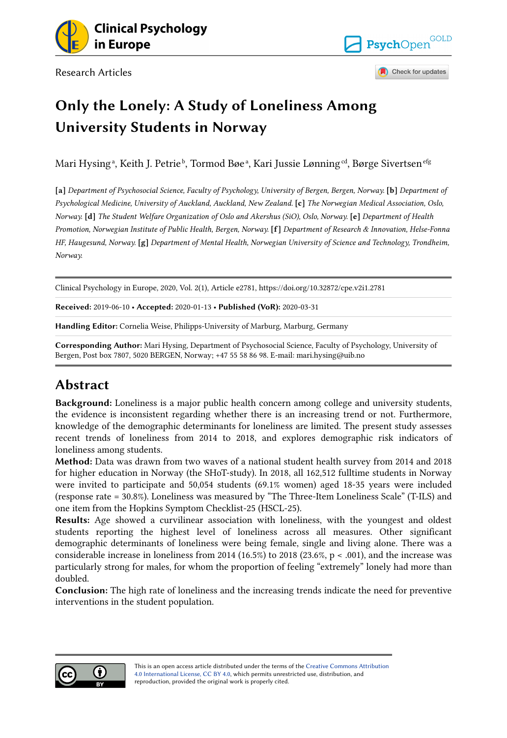Research Articles

# Only the Lonely: A Study of Loneliness Among University Students in Norway

Mari Hysing[a], Keith J. Petrie[b], Tormod Bøe[a], Kari Jussie Lønning[cd], Børge Sivertsen[efg]

**[a]** *Department of Psychosocial Science, Faculty of Psychology, University of Bergen, Bergen, Norway.* **[b]** *Department of Psychological Medicine, University of Auckland, Auckland, New Zealand.* **[c]** *The Norwegian Medical Association, Oslo, Norway.* **[d]** *The Student Welfare Organization of Oslo and Akershus (SiO), Oslo, Norway.* **[e]** *Department of Health Promotion, Norwegian Institute of Public Health, Bergen, Norway.* **[f]** *Department of Research & Innovation, Helse-Fonna HF, Haugesund, Norway.* **[g]** *Department of Mental Health, Norwegian University of Science and Technology, Trondheim, Norway.*

Clinical Psychology in Europe, 2020, Vol. 2(1), Article e2781, https://doi.org/10.32872/cpe.v2i1.2781

**Received:** 2019-06-10 • **Accepted:** 2020-01-13 • **Published (VoR):** 2020-03-31

**Handling Editor:** Cornelia Weise, Philipps-University of Marburg, Marburg, Germany

**Corresponding Author:** Mari Hysing, Department of Psychosocial Science, Faculty of Psychology, University of Bergen, Post box 7807, 5020 BERGEN, Norway; +47 55 58 86 98. E-mail: mari.hysing@uib.no

## Abstract

**Background:** Loneliness is a major public health concern among college and university students, the evidence is inconsistent regarding whether there is an increasing trend or not. Furthermore, knowledge of the demographic determinants for loneliness are limited. The present study assesses recent trends of loneliness from 2014 to 2018, and explores demographic risk indicators of loneliness among students.

**Method:** Data was drawn from two waves of a national student health survey from 2014 and 2018 for higher education in Norway (the SHoT-study). In 2018, all 162,512 fulltime students in Norway were invited to participate and 50,054 students (69.1% women) aged 18-35 years were included (response rate = 30.8%). Loneliness was measured by "The Three-Item Loneliness Scale" (T-ILS) and one item from the Hopkins Symptom Checklist-25 (HSCL-25).

**Results:** Age showed a curvilinear association with loneliness, with the youngest and oldest students reporting the highest level of loneliness across all measures. Other significant demographic determinants of loneliness were being female, single and living alone. There was a considerable increase in loneliness from 2014 (16.5%) to 2018 (23.6%, $p < .001$), and the increase was particularly strong for males, for whom the proportion of feeling "extremely" lonely had more than doubled.

**Conclusion:** The high rate of loneliness and the increasing trends indicate the need for preventive interventions in the student population.

This is an open access article distributed under the terms of the Creative Commons Attribution 4.0 International License, CC BY 4.0, which permits unrestricted use, distribution, and reproduction, provided the original work is properly cited.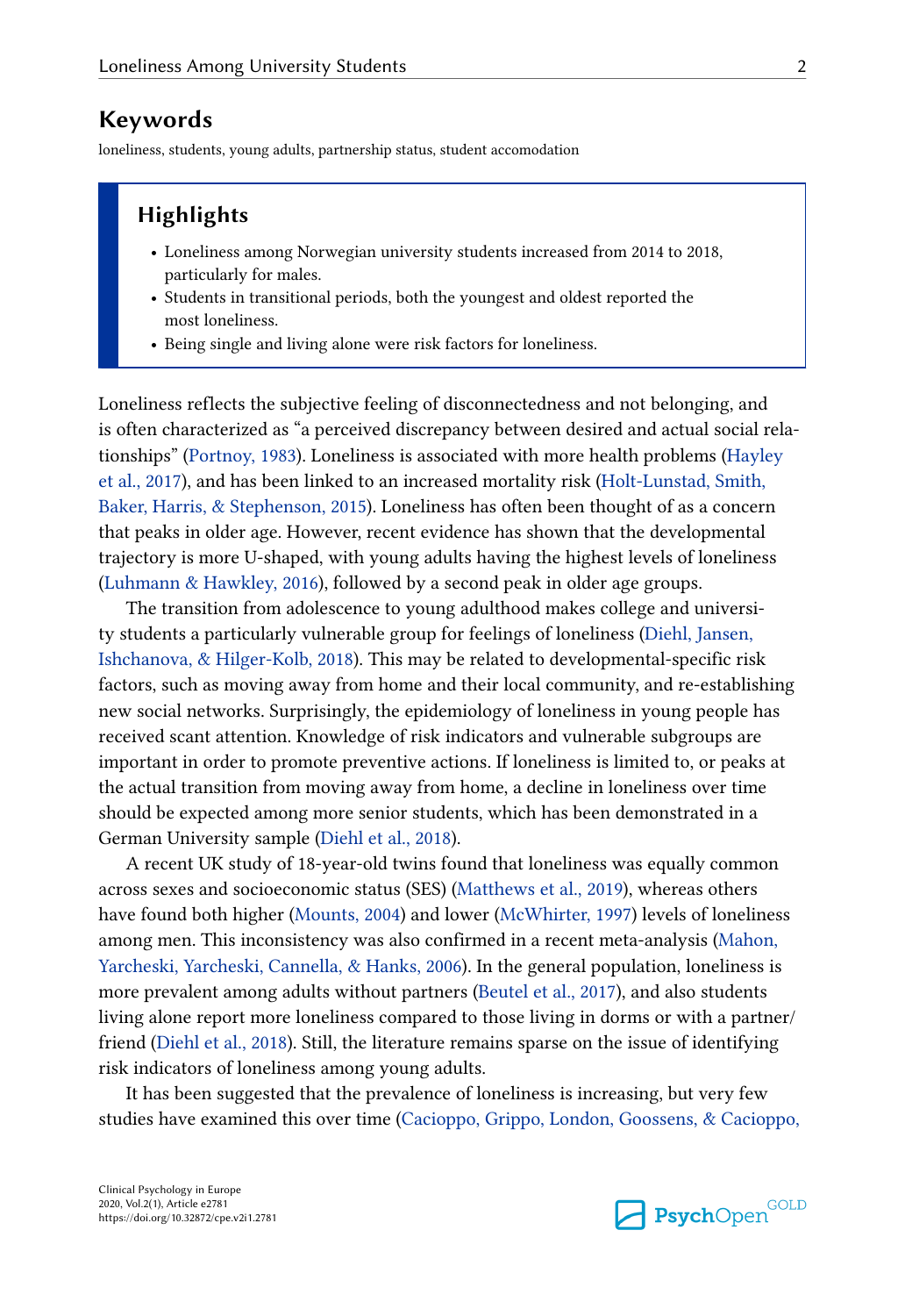## Keywords

loneliness, students, young adults, partnership status, student accomodation

### Highlights

- Loneliness among Norwegian university students increased from 2014 to 2018, particularly for males.
- Students in transitional periods, both the youngest and oldest reported the most loneliness.
- Being single and living alone were risk factors for loneliness.

Loneliness reflects the subjective feeling of disconnectedness and not belonging, and is often characterized as "a perceived discrepancy between desired and actual social relationships" (Portnoy, 1983). Loneliness is associated with more health problems (Hayley et al., 2017), and has been linked to an increased mortality risk (Holt-Lunstad, Smith, Baker, Harris, & Stephenson, 2015). Loneliness has often been thought of as a concern that peaks in older age. However, recent evidence has shown that the developmental trajectory is more U-shaped, with young adults having the highest levels of loneliness (Luhmann & Hawkley, 2016), followed by a second peak in older age groups.

The transition from adolescence to young adulthood makes college and university students a particularly vulnerable group for feelings of loneliness (Diehl, Jansen, Ishchanova, & Hilger-Kolb, 2018). This may be related to developmental-specific risk factors, such as moving away from home and their local community, and re-establishing new social networks. Surprisingly, the epidemiology of loneliness in young people has received scant attention. Knowledge of risk indicators and vulnerable subgroups are important in order to promote preventive actions. If loneliness is limited to, or peaks at the actual transition from moving away from home, a decline in loneliness over time should be expected among more senior students, which has been demonstrated in a German University sample (Diehl et al., 2018).

A recent UK study of 18-year-old twins found that loneliness was equally common across sexes and socioeconomic status (SES) (Matthews et al., 2019), whereas others have found both higher (Mounts, 2004) and lower (McWhirter, 1997) levels of loneliness among men. This inconsistency was also confirmed in a recent meta-analysis (Mahon, Yarcheski, Yarcheski, Cannella, & Hanks, 2006). In the general population, loneliness is more prevalent among adults without partners (Beutel et al., 2017), and also students living alone report more loneliness compared to those living in dorms or with a partner/friend (Diehl et al., 2018). Still, the literature remains sparse on the issue of identifying risk indicators of loneliness among young adults.

It has been suggested that the prevalence of loneliness is increasing, but very few studies have examined this over time (Cacioppo, Grippo, London, Goossens, & Cacioppo,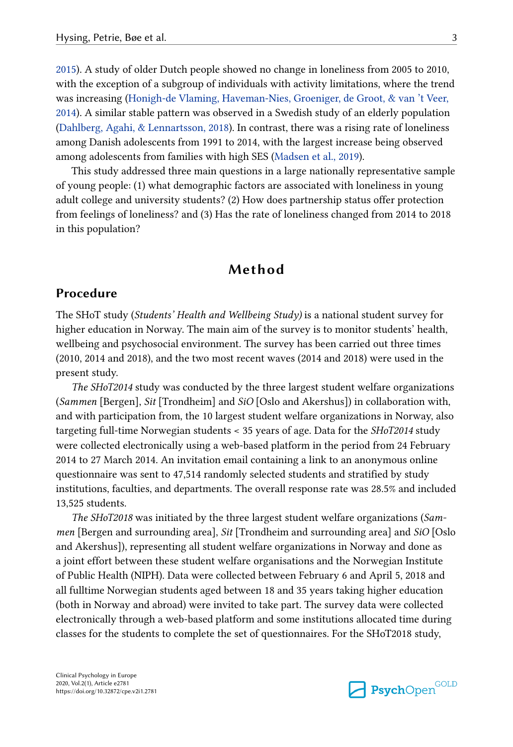2015). A study of older Dutch people showed no change in loneliness from 2005 to 2010, with the exception of a subgroup of individuals with activity limitations, where the trend was increasing (Honigh-de Vlaming, Haveman-Nies, Groeniger, de Groot, & van 't Veer, 2014). A similar stable pattern was observed in a Swedish study of an elderly population (Dahlberg, Agahi, & Lennartsson, 2018). In contrast, there was a rising rate of loneliness among Danish adolescents from 1991 to 2014, with the largest increase being observed among adolescents from families with high SES (Madsen et al., 2019).

This study addressed three main questions in a large nationally representative sample of young people: (1) what demographic factors are associated with loneliness in young adult college and university students? (2) How does partnership status offer protection from feelings of loneliness? and (3) Has the rate of loneliness changed from 2014 to 2018 in this population?

# Method

## Procedure

The SHoT study (*Students' Health and Wellbeing Study)* is a national student survey for higher education in Norway. The main aim of the survey is to monitor students' health, wellbeing and psychosocial environment. The survey has been carried out three times (2010, 2014 and 2018), and the two most recent waves (2014 and 2018) were used in the present study.

*The SHoT2014* study was conducted by the three largest student welfare organizations (*Sammen* [Bergen], *Sit* [Trondheim] and *SiO* [Oslo and Akershus]) in collaboration with, and with participation from, the 10 largest student welfare organizations in Norway, also targeting full-time Norwegian students < 35 years of age. Data for the *SHoT2014* study were collected electronically using a web-based platform in the period from 24 February 2014 to 27 March 2014. An invitation email containing a link to an anonymous online questionnaire was sent to 47,514 randomly selected students and stratified by study institutions, faculties, and departments. The overall response rate was 28.5% and included 13,525 students.

*The SHoT2018* was initiated by the three largest student welfare organizations (*Sammen* [Bergen and surrounding area], *Sit* [Trondheim and surrounding area] and *SiO* [Oslo and Akershus]), representing all student welfare organizations in Norway and done as a joint effort between these student welfare organisations and the Norwegian Institute of Public Health (NIPH). Data were collected between February 6 and April 5, 2018 and all fulltime Norwegian students aged between 18 and 35 years taking higher education (both in Norway and abroad) were invited to take part. The survey data were collected electronically through a web-based platform and some institutions allocated time during classes for the students to complete the set of questionnaires. For the SHoT2018 study,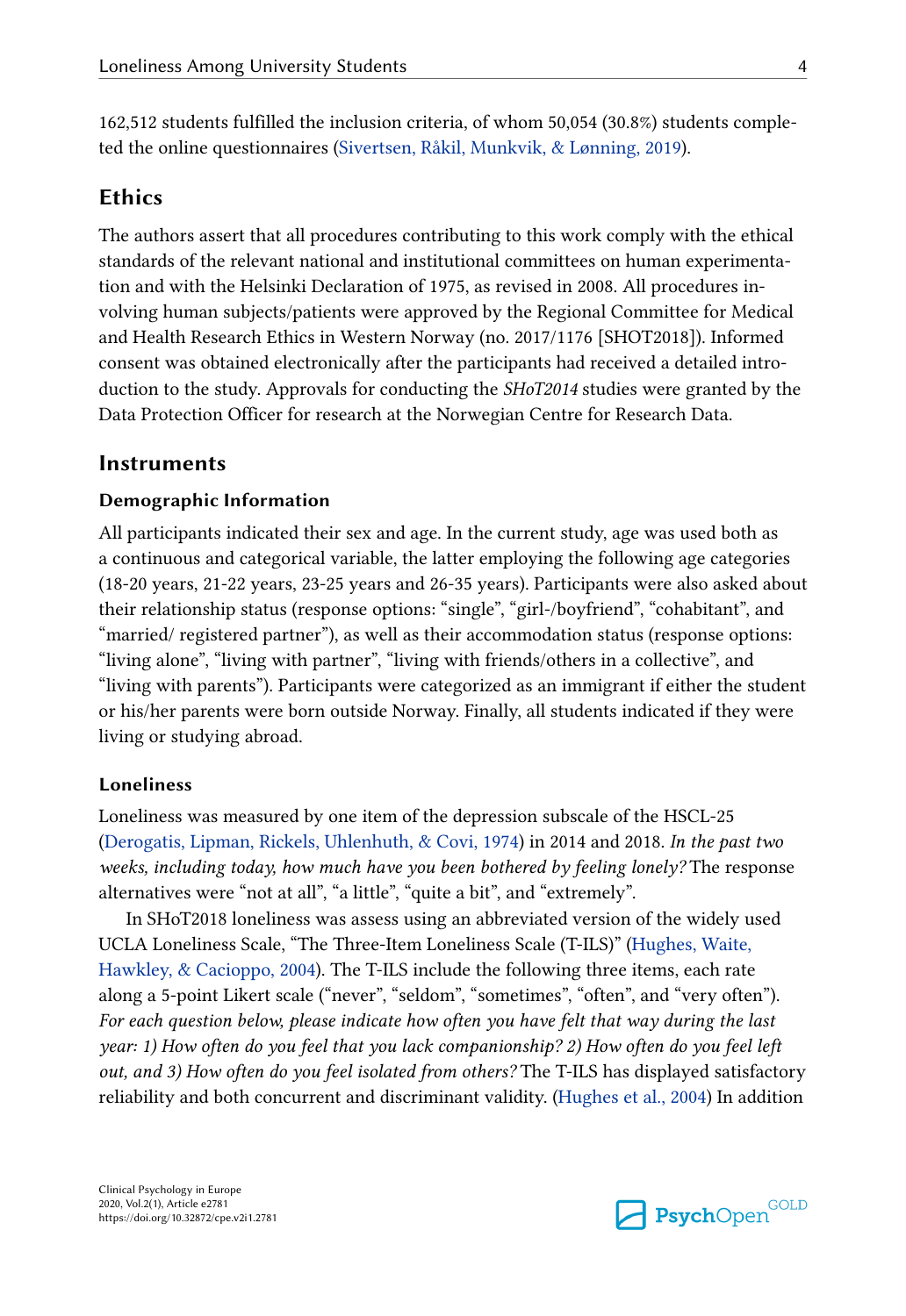162,512 students fulfilled the inclusion criteria, of whom 50,054 (30.8%) students completed the online questionnaires (Sivertsen, Råkil, Munkvik, & Lønning, 2019).

## Ethics

The authors assert that all procedures contributing to this work comply with the ethical standards of the relevant national and institutional committees on human experimentation and with the Helsinki Declaration of 1975, as revised in 2008. All procedures involving human subjects/patients were approved by the Regional Committee for Medical and Health Research Ethics in Western Norway (no. 2017/1176 [SHOT2018]). Informed consent was obtained electronically after the participants had received a detailed introduction to the study. Approvals for conducting the *SHoT2014* studies were granted by the Data Protection Officer for research at the Norwegian Centre for Research Data.

## Instruments

### Demographic Information

All participants indicated their sex and age. In the current study, age was used both as a continuous and categorical variable, the latter employing the following age categories (18-20 years, 21-22 years, 23-25 years and 26-35 years). Participants were also asked about their relationship status (response options: "single", "girl-/boyfriend", "cohabitant", and "married/ registered partner"), as well as their accommodation status (response options: "living alone", "living with partner", "living with friends/others in a collective", and "living with parents"). Participants were categorized as an immigrant if either the student or his/her parents were born outside Norway. Finally, all students indicated if they were living or studying abroad.

### Loneliness

Loneliness was measured by one item of the depression subscale of the HSCL-25 (Derogatis, Lipman, Rickels, Uhlenhuth, & Covi, 1974) in 2014 and 2018. *In the past two weeks, including today, how much have you been bothered by feeling lonely?* The response alternatives were "not at all", "a little", "quite a bit", and "extremely".

In SHoT2018 loneliness was assess using an abbreviated version of the widely used UCLA Loneliness Scale, "The Three-Item Loneliness Scale (T-ILS)" (Hughes, Waite, Hawkley, & Cacioppo, 2004). The T-ILS include the following three items, each rate along a 5-point Likert scale ("never", "seldom", "sometimes", "often", and "very often"). *For each question below, please indicate how often you have felt that way during the last year: 1) How often do you feel that you lack companionship? 2) How often do you feel left out, and 3) How often do you feel isolated from others?* The T-ILS has displayed satisfactory reliability and both concurrent and discriminant validity. (Hughes et al., 2004) In addition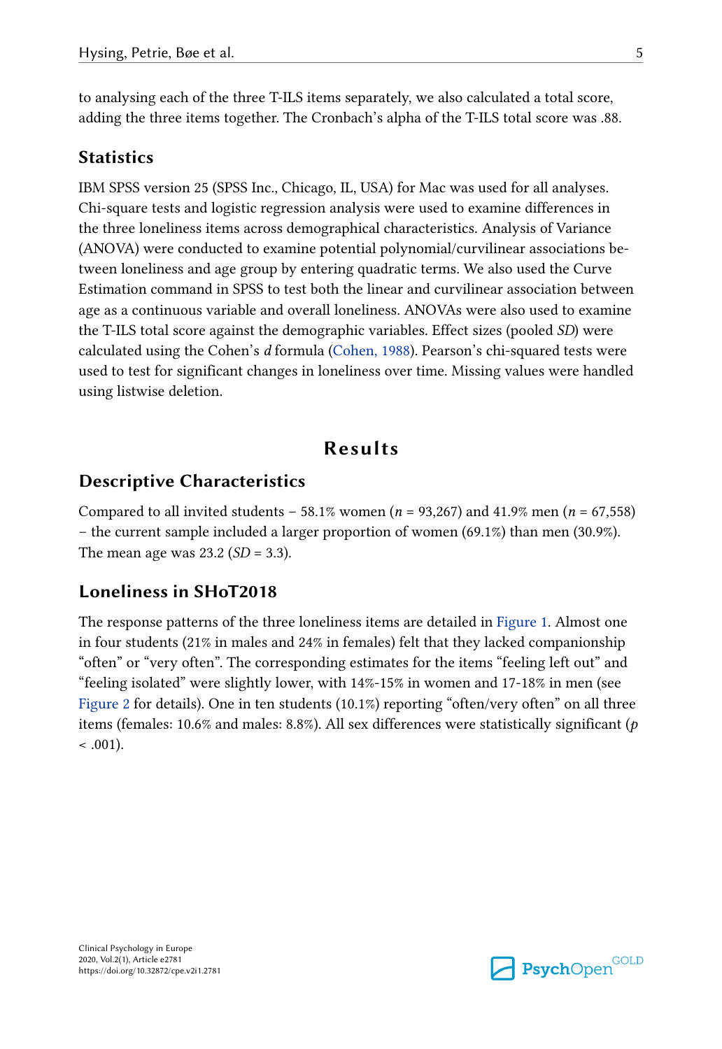to analysing each of the three T-ILS items separately, we also calculated a total score, adding the three items together. The Cronbach's alpha of the T-ILS total score was .88.

## Statistics

IBM SPSS version 25 (SPSS Inc., Chicago, IL, USA) for Mac was used for all analyses. Chi-square tests and logistic regression analysis were used to examine differences in the three loneliness items across demographical characteristics. Analysis of Variance (ANOVA) were conducted to examine potential polynomial/curvilinear associations between loneliness and age group by entering quadratic terms. We also used the Curve Estimation command in SPSS to test both the linear and curvilinear association between age as a continuous variable and overall loneliness. ANOVAs were also used to examine the T-ILS total score against the demographic variables. Effect sizes (pooled *SD*) were calculated using the Cohen's *d* formula (Cohen, 1988). Pearson's chi-squared tests were used to test for significant changes in loneliness over time. Missing values were handled using listwise deletion.

# Results

## Descriptive Characteristics

Compared to all invited students – 58.1% women ($n$ = 93,267) and 41.9% men ($n$ = 67,558) – the current sample included a larger proportion of women (69.1%) than men (30.9%). The mean age was 23.2 (*SD* = 3.3).

## Loneliness in SHoT2018

The response patterns of the three loneliness items are detailed in Figure 1. Almost one in four students (21% in males and 24% in females) felt that they lacked companionship "often" or "very often". The corresponding estimates for the items "feeling left out" and "feeling isolated" were slightly lower, with 14%-15% in women and 17-18% in men (see Figure 2 for details). One in ten students (10.1%) reporting "often/very often" on all three items (females: 10.6% and males: 8.8%). All sex differences were statistically significant ($p$ < .001).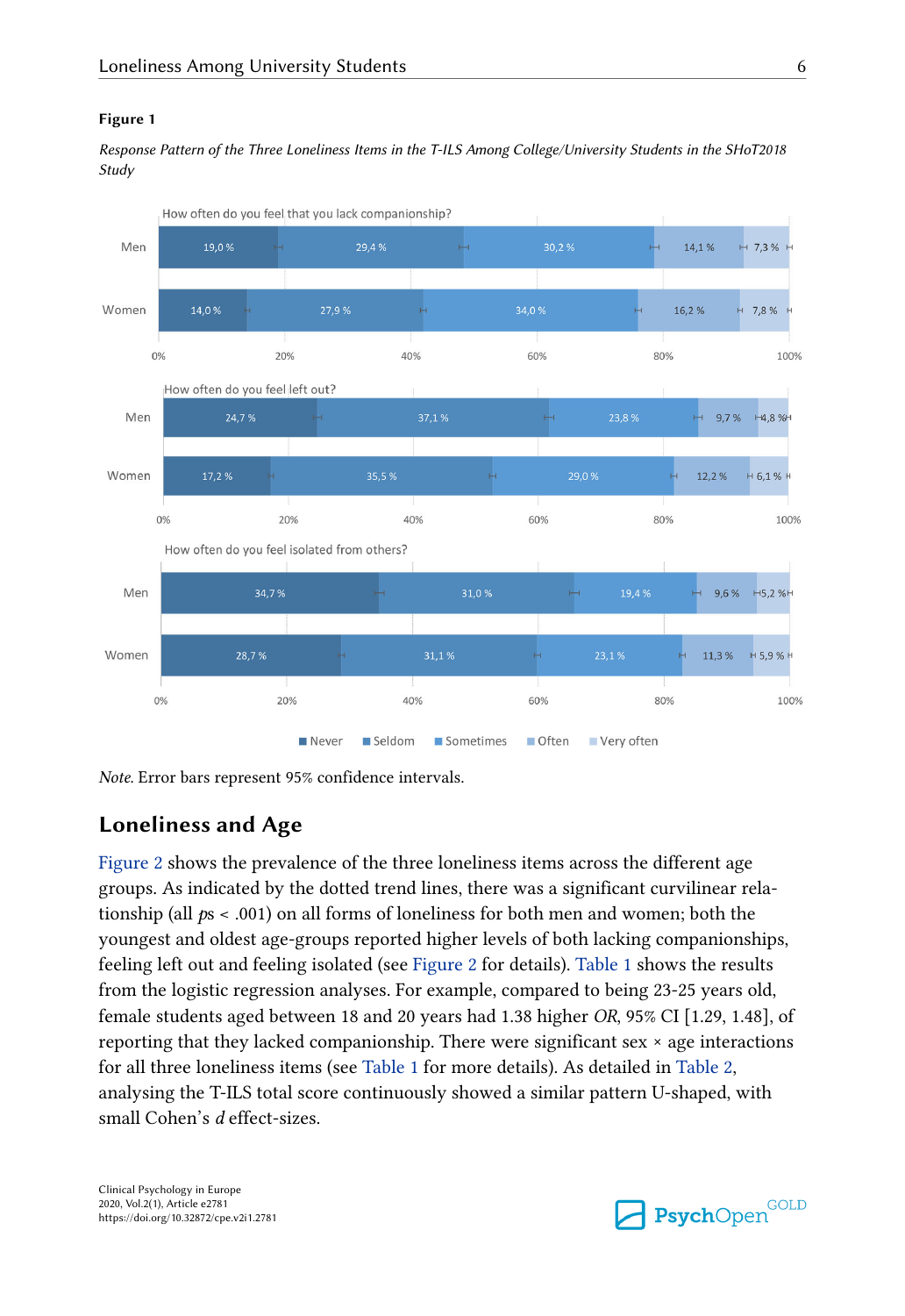**Figure 1**

*Response Pattern of the Three Loneliness Items in the T-ILS Among College/University Students in the SHoT2018 Study*

*Note.* Error bars represent 95% confidence intervals.

## Loneliness and Age

Figure 2 shows the prevalence of the three loneliness items across the different age groups. As indicated by the dotted trend lines, there was a significant curvilinear relationship (all *p*s < .001) on all forms of loneliness for both men and women; both the youngest and oldest age-groups reported higher levels of both lacking companionships, feeling left out and feeling isolated (see Figure 2 for details). Table 1 shows the results from the logistic regression analyses. For example, compared to being 23-25 years old, female students aged between 18 and 20 years had 1.38 higher *OR*, 95% CI [1.29, 1.48], of reporting that they lacked companionship. There were significant sex × age interactions for all three loneliness items (see Table 1 for more details). As detailed in Table 2, analysing the T-ILS total score continuously showed a similar pattern U-shaped, with small Cohen's *d* effect-sizes.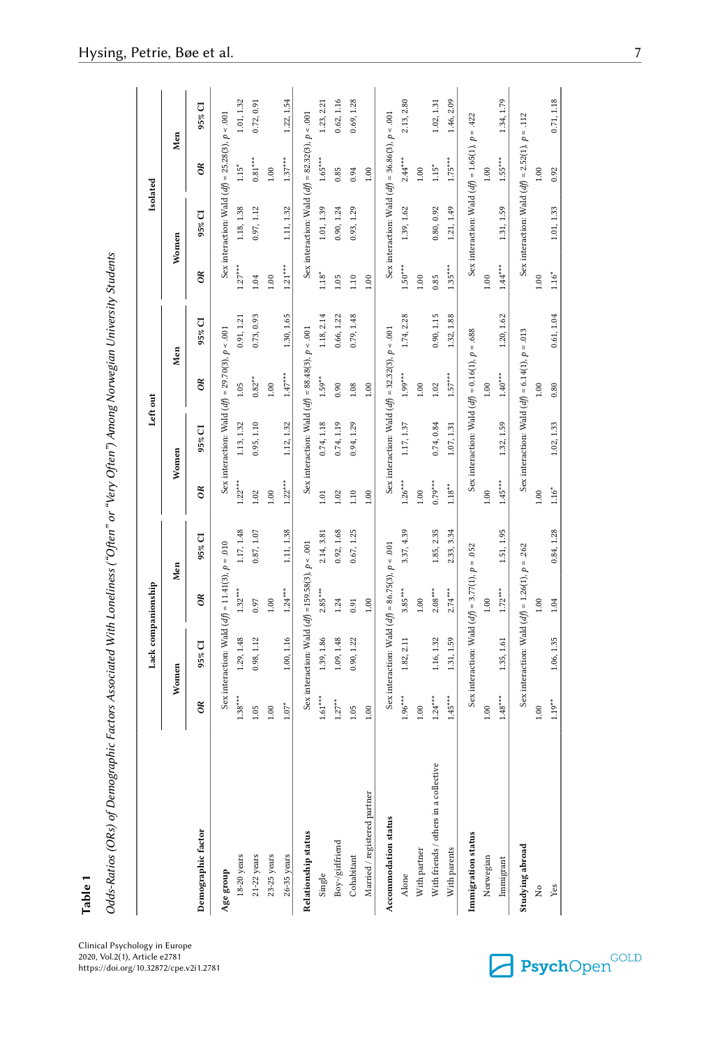**Table 1**

*Odds-Ratios (ORs) of Demographic Factors Associated With Loneliness ("Often" or "Very Often") Among Norwegian University Students*

| Demographic factor | Lack companionship | | | | Left out | | | | Isolated | | | |
|---|---|---|---|---|---|---|---|---|---|---|---|---|
| | Women | | Men | | Women | | Men | | Women | | Men | |
| | *OR* | 95% CI | *OR* | 95% CI | *OR* | 95% CI | *OR* | 95% CI | *OR* | 95% CI | *OR* | 95% CI |
| **Age group** | Sex interaction: Wald (*df*) = 11.41(3), *p* = .010 | | | | Sex interaction: Wald (*df*) = 29.70(3), *p* < .001 | | | | Sex interaction: Wald (*df*) = 25.28(3), *p* < .001 | | | |
| 18-20 years | 1.38*** | 1.29, 1.48 | 1.32*** | 1.17, 1.48 | 1.22*** | 1.13, 1.32 | 1.05 | 0.91, 1.21 | 1.27*** | 1.18, 1.38 | 1.15* | 1.01, 1.32 |
| 21-22 years | 1.05 | 0.98, 1.12 | 0.97 | 0.87, 1.07 | 1.02 | 0.95, 1.10 | 0.82** | 0.73, 0.93 | 1.04 | 0.97, 1.12 | 0.81*** | 0.72, 0.91 |
| 23-25 years | 1.00 | | 1.00 | | 1.00 | | 1.00 | | 1.00 | | 1.00 | |
| 26-35 years | 1.07* | 1.00, 1.16 | 1.24*** | 1.11, 1.38 | 1.22*** | 1.12, 1.32 | 1.47*** | 1.30, 1.65 | 1.21*** | 1.11, 1.32 | 1.37*** | 1.22, 1.54 |
| **Relationship status** | Sex interaction: Wald (*df*) = 159.58(3), *p* < .001 | | | | Sex interaction: Wald (*df*) = 88.48(3), *p* < .001 | | | | Sex interaction: Wald (*df*) = 82.32(3), *p* < .001 | | | |
| Single | 1.61*** | 1.39, 1.86 | 2.85*** | 2.14, 3.81 | 1.01 | 0.74, 1.18 | 1.59** | 1.18, 2.14 | 1.18* | 1.01, 1.39 | 1.65*** | 1.23, 2.21 |
| Boy-/girlfriend | 1.27** | 1.09, 1.48 | 1.24 | 0.92, 1.68 | 1.02 | 0.74, 1.19 | 0.90 | 0.66, 1.22 | 1.05 | 0.90, 1.24 | 0.85 | 0.62, 1.16 |
| Cohabitant | 1.05 | 0.90, 1.22 | 0.91 | 0.67, 1.25 | 1.10 | 0.94, 1.29 | 1.08 | 0.79, 1.48 | 1.10 | 0.93, 1.29 | 0.94 | 0.69, 1.28 |
| Married / registered partner | 1.00 | | 1.00 | | 1.00 | | 1.00 | | 1.00 | | 1.00 | |
| **Accommodation status** | Sex interaction: Wald (*df*) = 86.75(3), *p* < .001 | | | | Sex interaction: Wald (*df*) = 32.32(3), *p* < .001 | | | | Sex interaction: Wald (*df*) = 36.86(3), *p* < .001 | | | |
| Alone | 1.96*** | 1.82, 2.11 | 3.85*** | 3.37, 4.39 | 1.26*** | 1.17, 1.37 | 1.99*** | 1.74, 2.28 | 1.50*** | 1.39, 1.62 | 2.44*** | 2.13, 2.80 |
| With partner | 1.00 | | 1.00 | | 1.00 | | 1.00 | | 1.00 | | 1.00 | |
| With friends / others in a collective | 1.24*** | 1.16, 1.32 | 2.08*** | 1.85, 2.35 | 0.79*** | 0.74, 0.84 | 1.02 | 0.90, 1.15 | 0.85 | 0.80, 0.92 | 1.15* | 1.02, 1.31 |
| With parents | 1.45*** | 1.31, 1.59 | 2.74*** | 2.33, 3.34 | 1.18** | 1.07, 1.31 | 1.57*** | 1.32, 1.88 | 1.35*** | 1.21, 1.49 | 1.75*** | 1.46, 2.09 |
| **Immigration status** | Sex interaction: Wald (*df*) = 3.77(1), *p* = .052 | | | | Sex interaction: Wald (*df*) = 0.16(1), *p* = .688 | | | | Sex interaction: Wald (*df*) = 1.65(1), *p* = .422 | | | |
| Norwegian | 1.00 | | 1.00 | | 1.00 | | 1.00 | | 1.00 | | 1.00 | |
| Immigrant | 1.48*** | 1.35, 1.61 | 1.72*** | 1.51, 1.95 | 1.45*** | 1.32, 1.59 | 1.40*** | 1.20, 1.62 | 1.44*** | 1.31, 1.59 | 1.55*** | 1.34, 1.79 |
| **Studying abroad** | Sex interaction: Wald (*df*) = 1.26(1), *p* = .262 | | | | Sex interaction: Wald (*df*) = 6.14(1), *p* = .013 | | | | Sex interaction: Wald (*df*) = 2.52(1), *p* = .112 | | | |
| No | 1.00 | | 1.00 | | 1.00 | | 1.00 | | 1.00 | | 1.00 | |
| Yes | 1.19** | 1.06, 1.35 | 1.04 | 0.84, 1.28 | 1.16* | 1.02, 1.33 | 0.80 | 0.61, 1.04 | 1.16* | 1.01, 1.33 | 0.92 | 0.71, 1.18 |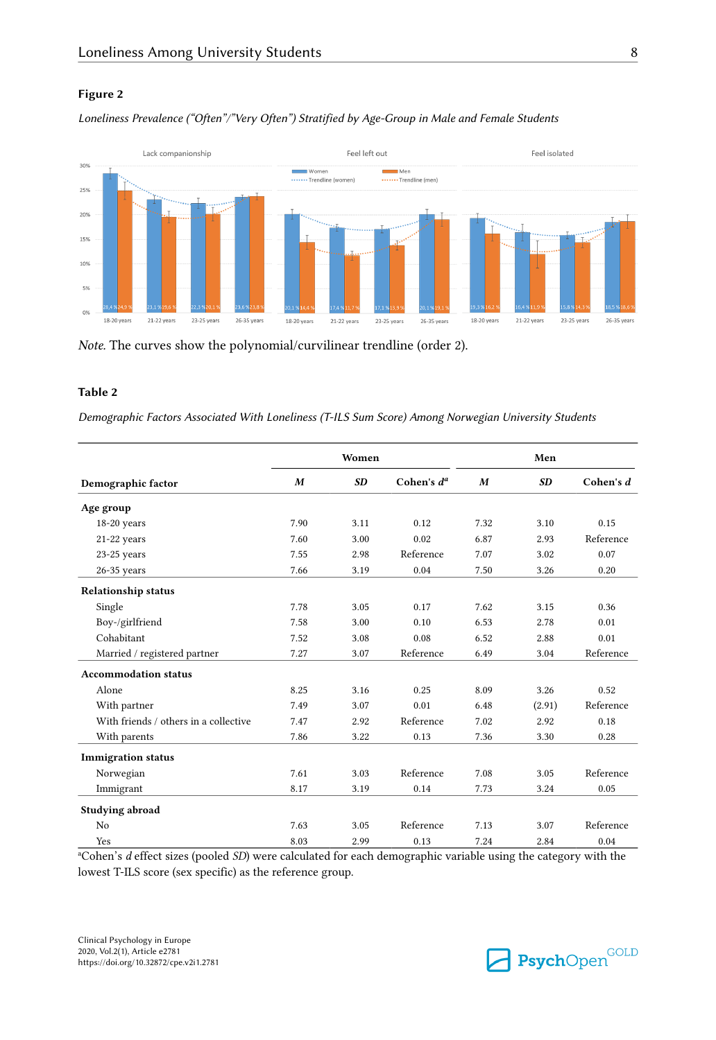**Figure 2**

*Loneliness Prevalence ("Often"/"Very Often") Stratified by Age-Group in Male and Female Students*

*Note.* The curves show the polynomial/curvilinear trendline (order 2).

**Table 2**

*Demographic Factors Associated With Loneliness (T-ILS Sum Score) Among Norwegian University Students*

| | Women | | | Men | | |
|---|---|---|---|---|---|---|
| **Demographic factor** | ***M*** | ***SD*** | **Cohen's *d*[a]** | ***M*** | ***SD*** | **Cohen's *d*** |
| **Age group** | | | | | | |
| 18-20 years | 7.90 | 3.11 | 0.12 | 7.32 | 3.10 | 0.15 |
| 21-22 years | 7.60 | 3.00 | 0.02 | 6.87 | 2.93 | Reference |
| 23-25 years | 7.55 | 2.98 | Reference | 7.07 | 3.02 | 0.07 |
| 26-35 years | 7.66 | 3.19 | 0.04 | 7.50 | 3.26 | 0.20 |
| **Relationship status** | | | | | | |
| Single | 7.78 | 3.05 | 0.17 | 7.62 | 3.15 | 0.36 |
| Boy-/girlfriend | 7.58 | 3.00 | 0.10 | 6.53 | 2.78 | 0.01 |
| Cohabitant | 7.52 | 3.08 | 0.08 | 6.52 | 2.88 | 0.01 |
| Married / registered partner | 7.27 | 3.07 | Reference | 6.49 | 3.04 | Reference |
| **Accommodation status** | | | | | | |
| Alone | 8.25 | 3.16 | 0.25 | 8.09 | 3.26 | 0.52 |
| With partner | 7.49 | 3.07 | 0.01 | 6.48 | (2.91) | Reference |
| With friends / others in a collective | 7.47 | 2.92 | Reference | 7.02 | 2.92 | 0.18 |
| With parents | 7.86 | 3.22 | 0.13 | 7.36 | 3.30 | 0.28 |
| **Immigration status** | | | | | | |
| Norwegian | 7.61 | 3.03 | Reference | 7.08 | 3.05 | Reference |
| Immigrant | 8.17 | 3.19 | 0.14 | 7.73 | 3.24 | 0.05 |
| **Studying abroad** | | | | | | |
| No | 7.63 | 3.05 | Reference | 7.13 | 3.07 | Reference |
| Yes | 8.03 | 2.99 | 0.13 | 7.24 | 2.84 | 0.04 |

[a]Cohen's *d* effect sizes (pooled *SD*) were calculated for each demographic variable using the category with the lowest T-ILS score (sex specific) as the reference group.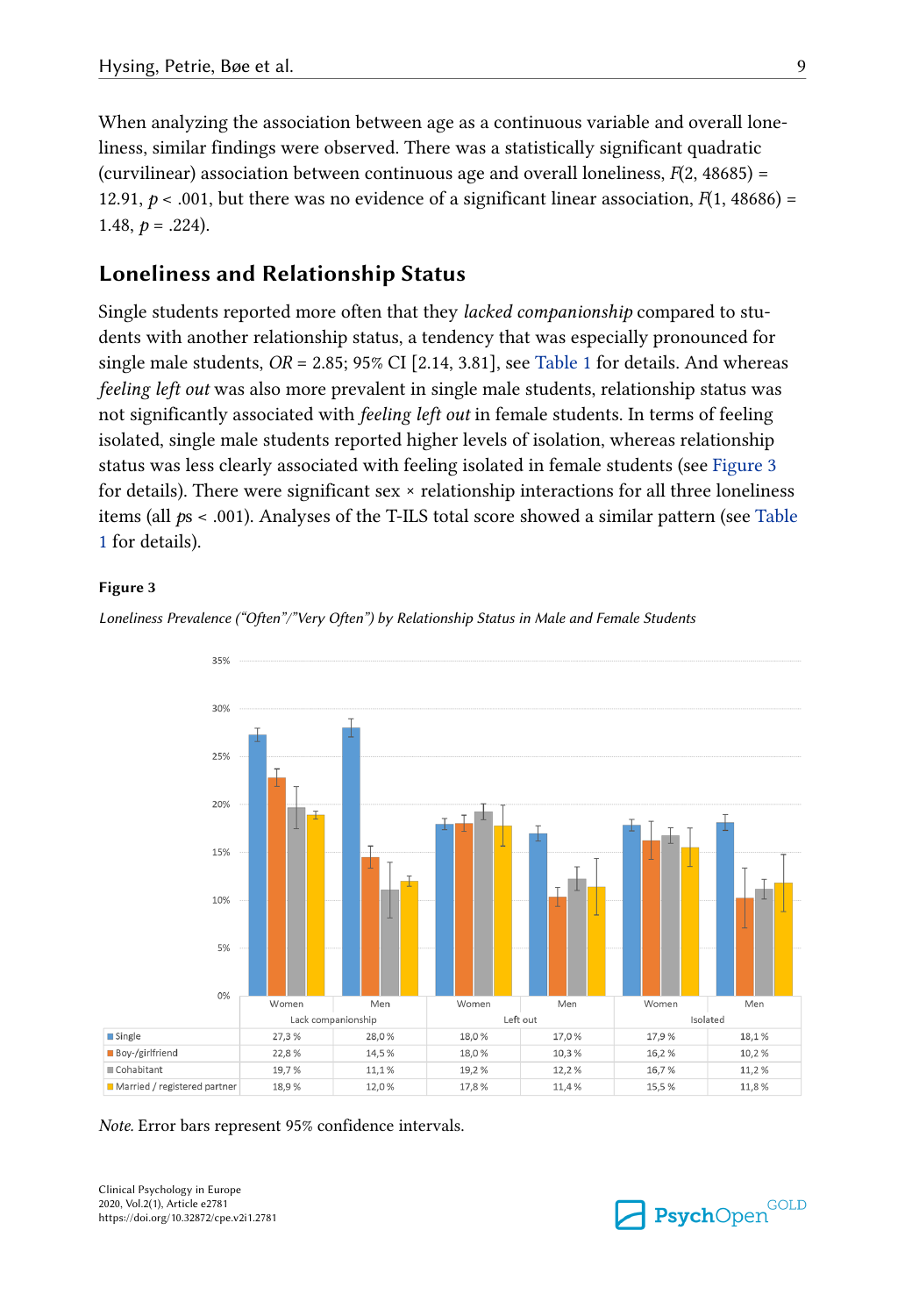When analyzing the association between age as a continuous variable and overall loneliness, similar findings were observed. There was a statistically significant quadratic (curvilinear) association between continuous age and overall loneliness, $F(2, 48685) = 12.91$, $p < .001$, but there was no evidence of a significant linear association, $F(1, 48686) = 1.48$, $p = .224$).

## Loneliness and Relationship Status

Single students reported more often that they *lacked companionship* compared to students with another relationship status, a tendency that was especially pronounced for single male students, $OR = 2.85$; 95% CI [2.14, 3.81], see Table 1 for details. And whereas *feeling left out* was also more prevalent in single male students, relationship status was not significantly associated with *feeling left out* in female students. In terms of feeling isolated, single male students reported higher levels of isolation, whereas relationship status was less clearly associated with feeling isolated in female students (see Figure 3 for details). There were significant sex × relationship interactions for all three loneliness items (all $ps < .001$). Analyses of the T-ILS total score showed a similar pattern (see Table 1 for details).

**Figure 3**

*Loneliness Prevalence ("Often"/"Very Often") by Relationship Status in Male and Female Students*

| | Lack companionship | | Left out | | Isolated | |
|---|---|---|---|---|---|---|
| | Women | Men | Women | Men | Women | Men |
| Single | 27,3 % | 28,0 % | 18,0 % | 17,0 % | 17,9 % | 18,1 % |
| Boy-/girlfriend | 22,8 % | 14,5 % | 18,0 % | 10,3 % | 16,2 % | 10,2 % |
| Cohabitant | 19,7 % | 11,1 % | 19,2 % | 12,2 % | 16,7 % | 11,2 % |
| Married / registered partner | 18,9 % | 12,0 % | 17,8 % | 11,4 % | 15,5 % | 11,8 % |

*Note.* Error bars represent 95% confidence intervals.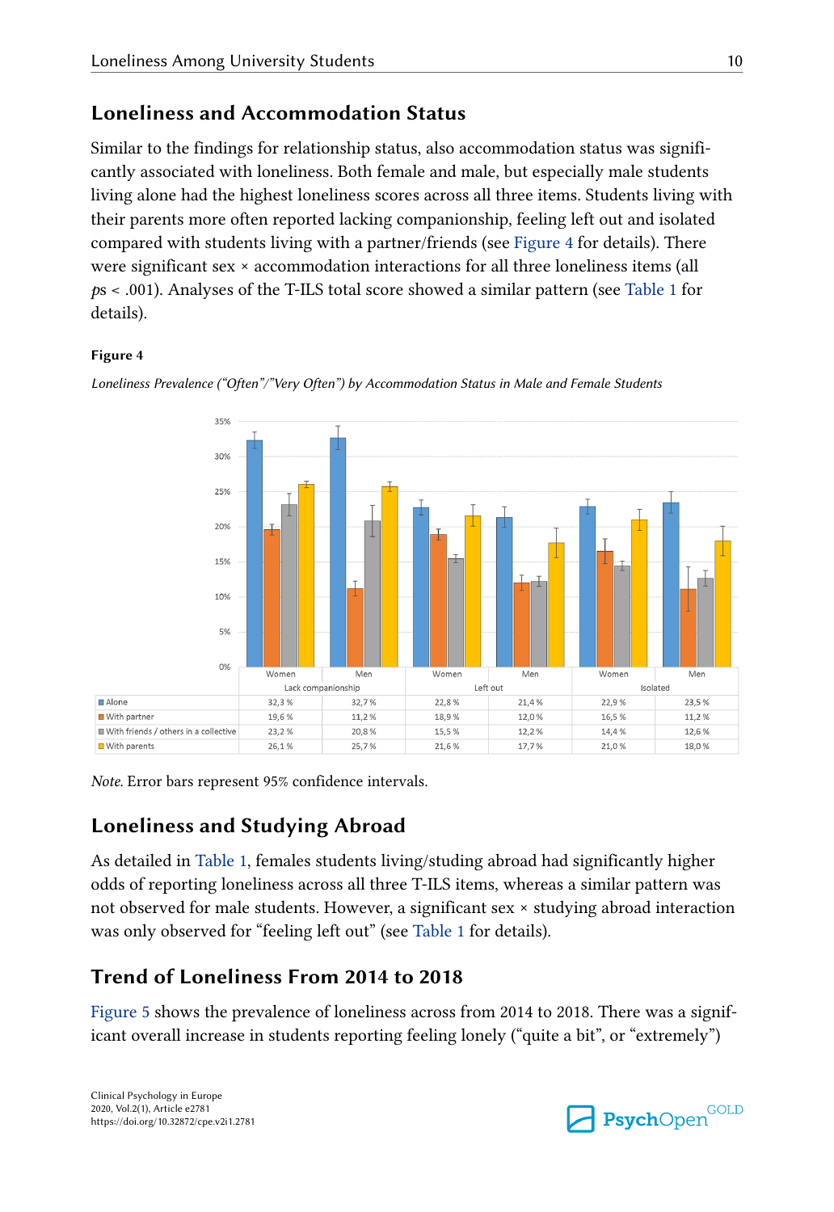## Loneliness and Accommodation Status

Similar to the findings for relationship status, also accommodation status was significantly associated with loneliness. Both female and male, but especially male students living alone had the highest loneliness scores across all three items. Students living with their parents more often reported lacking companionship, feeling left out and isolated compared with students living with a partner/friends (see Figure 4 for details). There were significant sex × accommodation interactions for all three loneliness items (all *p*s < .001). Analyses of the T-ILS total score showed a similar pattern (see Table 1 for details).

**Figure 4**

*Loneliness Prevalence ("Often"/"Very Often") by Accommodation Status in Male and Female Students*

| | Lack companionship | | Left out | | Isolated | |
|---|---|---|---|---|---|---|
| | Women | Men | Women | Men | Women | Men |
| Alone | 32,3 % | 32,7 % | 22,8 % | 21,4 % | 22,9 % | 23,5 % |
| With partner | 19,6 % | 11,2 % | 18,9 % | 12,0 % | 16,5 % | 11,2 % |
| With friends / others in a collective | 23,2 % | 20,8 % | 15,5 % | 12,2 % | 14,4 % | 12,6 % |
| With parents | 26,1 % | 25,7 % | 21,6 % | 17,7 % | 21,0 % | 18,0 % |

*Note.* Error bars represent 95% confidence intervals.

## Loneliness and Studying Abroad

As detailed in Table 1, females students living/studing abroad had significantly higher odds of reporting loneliness across all three T-ILS items, whereas a similar pattern was not observed for male students. However, a significant sex × studying abroad interaction was only observed for "feeling left out" (see Table 1 for details).

## Trend of Loneliness From 2014 to 2018

Figure 5 shows the prevalence of loneliness across from 2014 to 2018. There was a significant overall increase in students reporting feeling lonely ("quite a bit", or "extremely")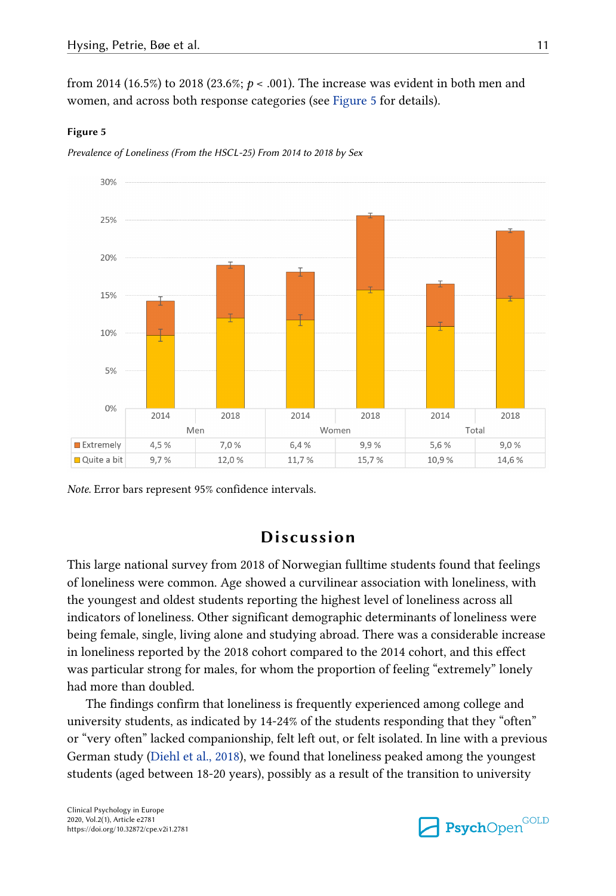from 2014 (16.5%) to 2018 (23.6%; $p < .001$). The increase was evident in both men and women, and across both response categories (see Figure 5 for details).

**Figure 5**

*Prevalence of Loneliness (From the HSCL-25) From 2014 to 2018 by Sex*

| | Men 2014 | Men 2018 | Women 2014 | Women 2018 | Total 2014 | Total 2018 |
|---|---|---|---|---|---|---|
| Extremely | 4,5 % | 7,0 % | 6,4 % | 9,9 % | 5,6 % | 9,0 % |
| Quite a bit | 9,7 % | 12,0 % | 11,7 % | 15,7 % | 10,9 % | 14,6 % |

*Note.* Error bars represent 95% confidence intervals.

## Discussion

This large national survey from 2018 of Norwegian fulltime students found that feelings of loneliness were common. Age showed a curvilinear association with loneliness, with the youngest and oldest students reporting the highest level of loneliness across all indicators of loneliness. Other significant demographic determinants of loneliness were being female, single, living alone and studying abroad. There was a considerable increase in loneliness reported by the 2018 cohort compared to the 2014 cohort, and this effect was particular strong for males, for whom the proportion of feeling "extremely" lonely had more than doubled.

The findings confirm that loneliness is frequently experienced among college and university students, as indicated by 14-24% of the students responding that they "often" or "very often" lacked companionship, felt left out, or felt isolated. In line with a previous German study (Diehl et al., 2018), we found that loneliness peaked among the youngest students (aged between 18-20 years), possibly as a result of the transition to university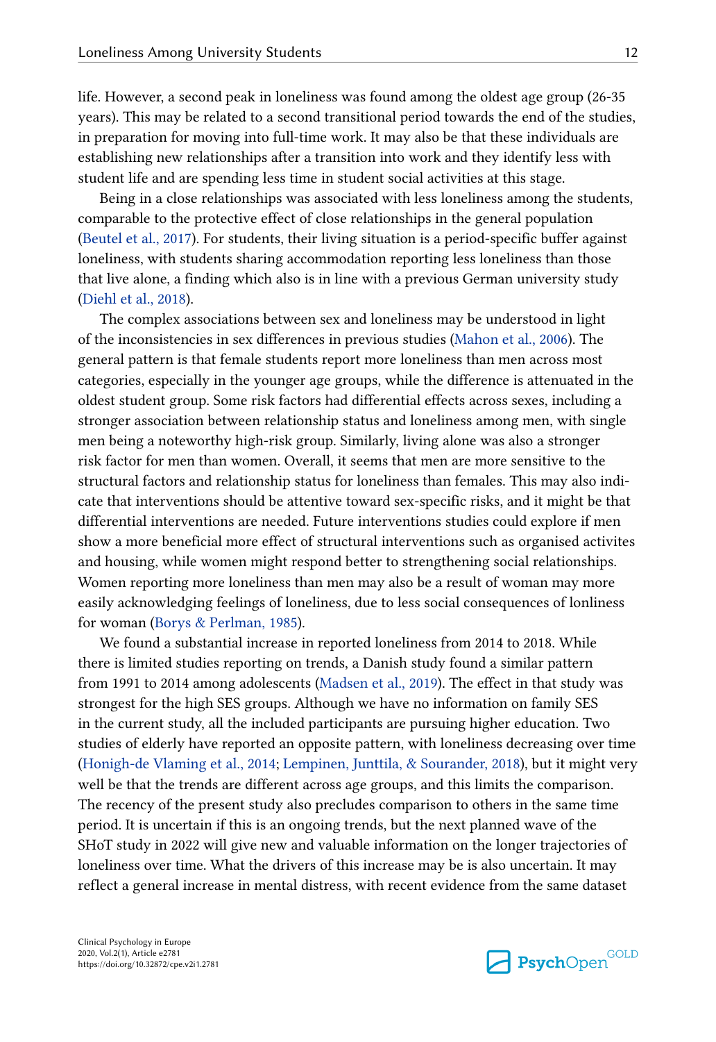life. However, a second peak in loneliness was found among the oldest age group (26-35 years). This may be related to a second transitional period towards the end of the studies, in preparation for moving into full-time work. It may also be that these individuals are establishing new relationships after a transition into work and they identify less with student life and are spending less time in student social activities at this stage.

Being in a close relationships was associated with less loneliness among the students, comparable to the protective effect of close relationships in the general population (Beutel et al., 2017). For students, their living situation is a period-specific buffer against loneliness, with students sharing accommodation reporting less loneliness than those that live alone, a finding which also is in line with a previous German university study (Diehl et al., 2018).

The complex associations between sex and loneliness may be understood in light of the inconsistencies in sex differences in previous studies (Mahon et al., 2006). The general pattern is that female students report more loneliness than men across most categories, especially in the younger age groups, while the difference is attenuated in the oldest student group. Some risk factors had differential effects across sexes, including a stronger association between relationship status and loneliness among men, with single men being a noteworthy high-risk group. Similarly, living alone was also a stronger risk factor for men than women. Overall, it seems that men are more sensitive to the structural factors and relationship status for loneliness than females. This may also indicate that interventions should be attentive toward sex-specific risks, and it might be that differential interventions are needed. Future interventions studies could explore if men show a more beneficial more effect of structural interventions such as organised activites and housing, while women might respond better to strengthening social relationships. Women reporting more loneliness than men may also be a result of woman may more easily acknowledging feelings of loneliness, due to less social consequences of lonliness for woman (Borys & Perlman, 1985).

We found a substantial increase in reported loneliness from 2014 to 2018. While there is limited studies reporting on trends, a Danish study found a similar pattern from 1991 to 2014 among adolescents (Madsen et al., 2019). The effect in that study was strongest for the high SES groups. Although we have no information on family SES in the current study, all the included participants are pursuing higher education. Two studies of elderly have reported an opposite pattern, with loneliness decreasing over time (Honigh-de Vlaming et al., 2014; Lempinen, Junttila, & Sourander, 2018), but it might very well be that the trends are different across age groups, and this limits the comparison. The recency of the present study also precludes comparison to others in the same time period. It is uncertain if this is an ongoing trends, but the next planned wave of the SHoT study in 2022 will give new and valuable information on the longer trajectories of loneliness over time. What the drivers of this increase may be is also uncertain. It may reflect a general increase in mental distress, with recent evidence from the same dataset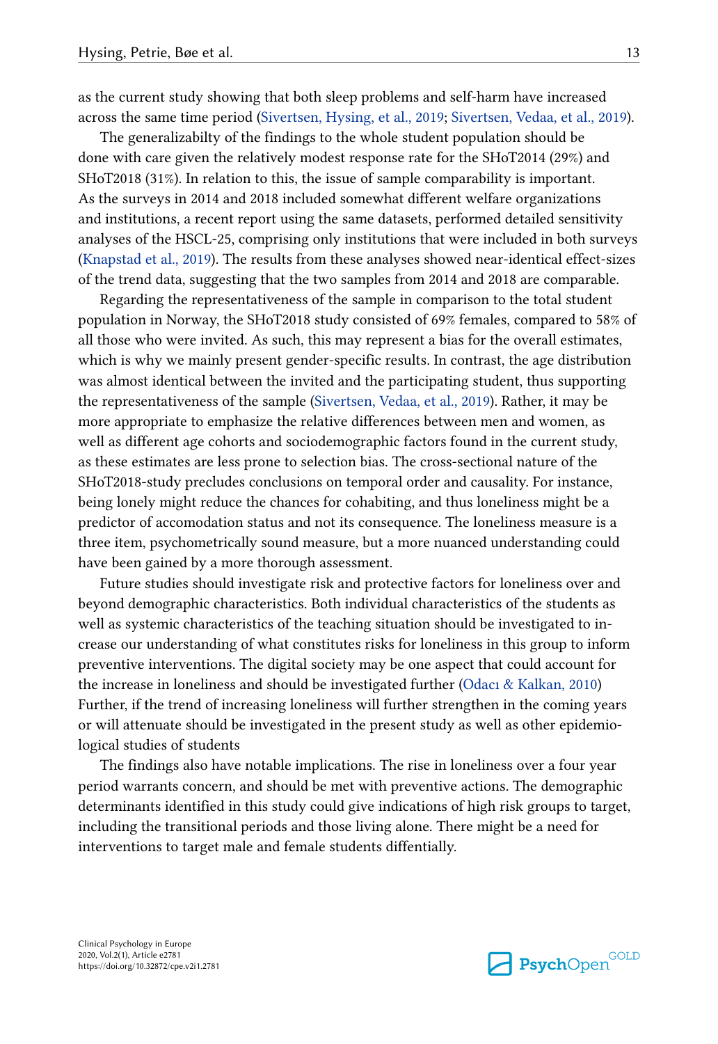as the current study showing that both sleep problems and self-harm have increased across the same time period (Sivertsen, Hysing, et al., 2019; Sivertsen, Vedaa, et al., 2019).

The generalizabilty of the findings to the whole student population should be done with care given the relatively modest response rate for the SHoT2014 (29%) and SHoT2018 (31%). In relation to this, the issue of sample comparability is important. As the surveys in 2014 and 2018 included somewhat different welfare organizations and institutions, a recent report using the same datasets, performed detailed sensitivity analyses of the HSCL-25, comprising only institutions that were included in both surveys (Knapstad et al., 2019). The results from these analyses showed near-identical effect-sizes of the trend data, suggesting that the two samples from 2014 and 2018 are comparable.

Regarding the representativeness of the sample in comparison to the total student population in Norway, the SHoT2018 study consisted of 69% females, compared to 58% of all those who were invited. As such, this may represent a bias for the overall estimates, which is why we mainly present gender-specific results. In contrast, the age distribution was almost identical between the invited and the participating student, thus supporting the representativeness of the sample (Sivertsen, Vedaa, et al., 2019). Rather, it may be more appropriate to emphasize the relative differences between men and women, as well as different age cohorts and sociodemographic factors found in the current study, as these estimates are less prone to selection bias. The cross-sectional nature of the SHoT2018-study precludes conclusions on temporal order and causality. For instance, being lonely might reduce the chances for cohabiting, and thus loneliness might be a predictor of accomodation status and not its consequence. The loneliness measure is a three item, psychometrically sound measure, but a more nuanced understanding could have been gained by a more thorough assessment.

Future studies should investigate risk and protective factors for loneliness over and beyond demographic characteristics. Both individual characteristics of the students as well as systemic characteristics of the teaching situation should be investigated to increase our understanding of what constitutes risks for loneliness in this group to inform preventive interventions. The digital society may be one aspect that could account for the increase in loneliness and should be investigated further (Odacı & Kalkan, 2010) Further, if the trend of increasing loneliness will further strengthen in the coming years or will attenuate should be investigated in the present study as well as other epidemiological studies of students

The findings also have notable implications. The rise in loneliness over a four year period warrants concern, and should be met with preventive actions. The demographic determinants identified in this study could give indications of high risk groups to target, including the transitional periods and those living alone. There might be a need for interventions to target male and female students diffentially.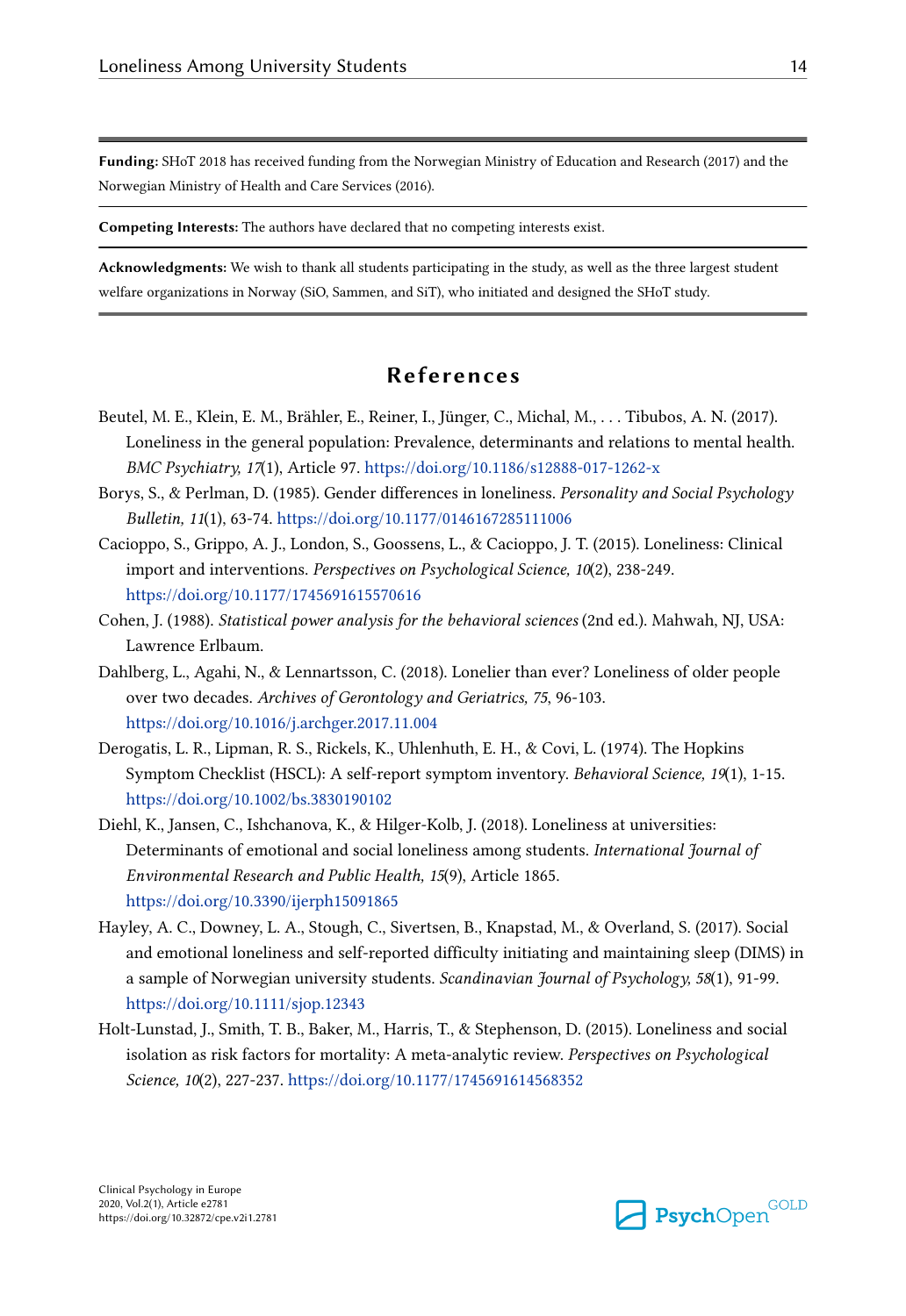**Funding:** SHoT 2018 has received funding from the Norwegian Ministry of Education and Research (2017) and the Norwegian Ministry of Health and Care Services (2016).

**Competing Interests:** The authors have declared that no competing interests exist.

**Acknowledgments:** We wish to thank all students participating in the study, as well as the three largest student welfare organizations in Norway (SiO, Sammen, and SiT), who initiated and designed the SHoT study.

## References

Beutel, M. E., Klein, E. M., Brähler, E., Reiner, I., Jünger, C., Michal, M., . . . Tibubos, A. N. (2017). Loneliness in the general population: Prevalence, determinants and relations to mental health. *BMC Psychiatry, 17*(1), Article 97. https://doi.org/10.1186/s12888-017-1262-x

Borys, S., & Perlman, D. (1985). Gender differences in loneliness. *Personality and Social Psychology Bulletin, 11*(1), 63-74. https://doi.org/10.1177/0146167285111006

Cacioppo, S., Grippo, A. J., London, S., Goossens, L., & Cacioppo, J. T. (2015). Loneliness: Clinical import and interventions. *Perspectives on Psychological Science, 10*(2), 238-249. https://doi.org/10.1177/1745691615570616

Cohen, J. (1988). *Statistical power analysis for the behavioral sciences* (2nd ed.). Mahwah, NJ, USA: Lawrence Erlbaum.

Dahlberg, L., Agahi, N., & Lennartsson, C. (2018). Lonelier than ever? Loneliness of older people over two decades. *Archives of Gerontology and Geriatrics, 75*, 96-103. https://doi.org/10.1016/j.archger.2017.11.004

Derogatis, L. R., Lipman, R. S., Rickels, K., Uhlenhuth, E. H., & Covi, L. (1974). The Hopkins Symptom Checklist (HSCL): A self-report symptom inventory. *Behavioral Science, 19*(1), 1-15. https://doi.org/10.1002/bs.3830190102

Diehl, K., Jansen, C., Ishchanova, K., & Hilger-Kolb, J. (2018). Loneliness at universities: Determinants of emotional and social loneliness among students. *International Journal of Environmental Research and Public Health, 15*(9), Article 1865. https://doi.org/10.3390/ijerph15091865

Hayley, A. C., Downey, L. A., Stough, C., Sivertsen, B., Knapstad, M., & Overland, S. (2017). Social and emotional loneliness and self-reported difficulty initiating and maintaining sleep (DIMS) in a sample of Norwegian university students. *Scandinavian Journal of Psychology, 58*(1), 91-99. https://doi.org/10.1111/sjop.12343

Holt-Lunstad, J., Smith, T. B., Baker, M., Harris, T., & Stephenson, D. (2015). Loneliness and social isolation as risk factors for mortality: A meta-analytic review. *Perspectives on Psychological Science, 10*(2), 227-237. https://doi.org/10.1177/1745691614568352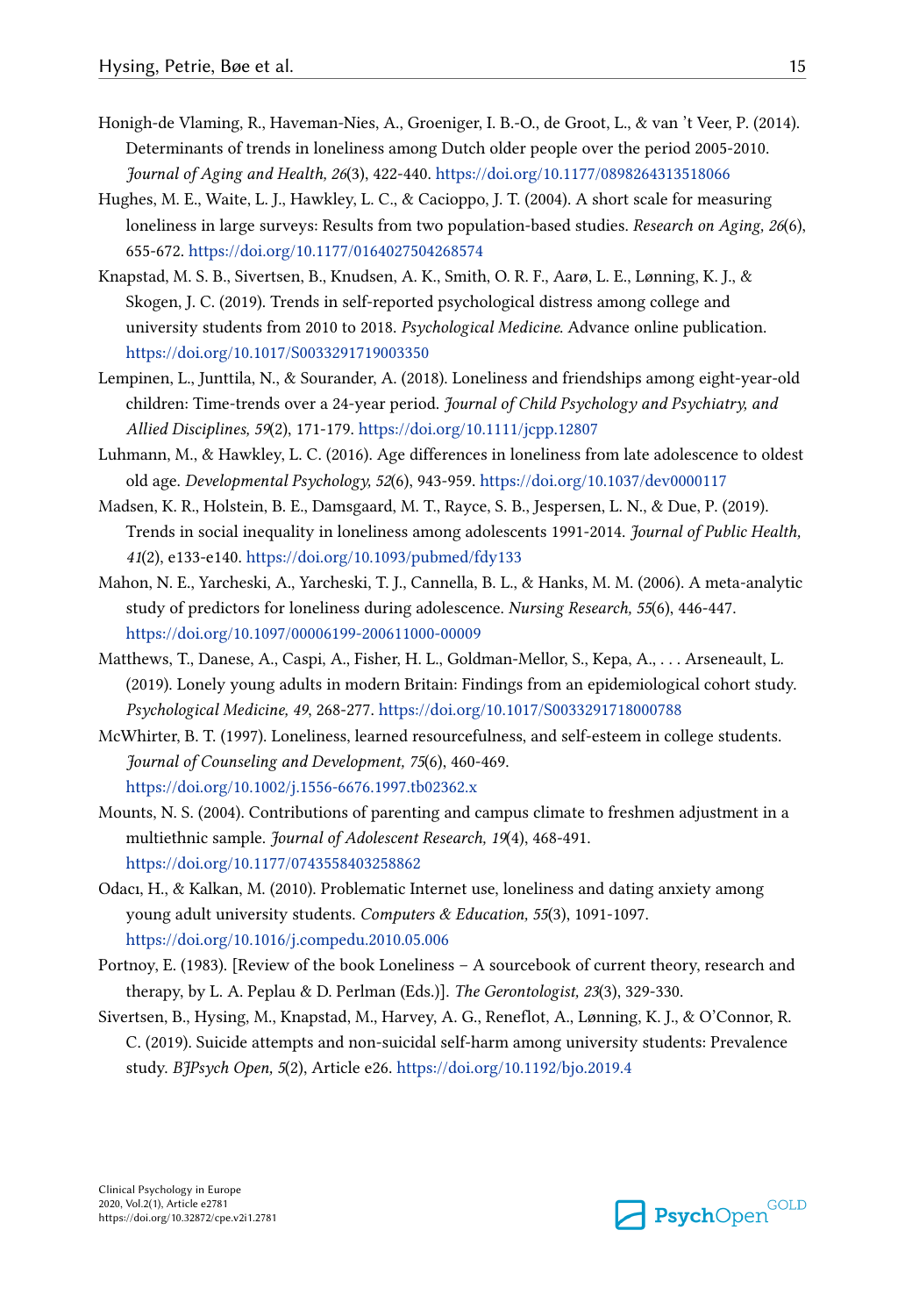Honigh-de Vlaming, R., Haveman-Nies, A., Groeniger, I. B.-O., de Groot, L., & van 't Veer, P. (2014). Determinants of trends in loneliness among Dutch older people over the period 2005-2010. *Journal of Aging and Health, 26*(3), 422-440. https://doi.org/10.1177/0898264313518066

Hughes, M. E., Waite, L. J., Hawkley, L. C., & Cacioppo, J. T. (2004). A short scale for measuring loneliness in large surveys: Results from two population-based studies. *Research on Aging, 26*(6), 655-672. https://doi.org/10.1177/0164027504268574

Knapstad, M. S. B., Sivertsen, B., Knudsen, A. K., Smith, O. R. F., Aarø, L. E., Lønning, K. J., & Skogen, J. C. (2019). Trends in self-reported psychological distress among college and university students from 2010 to 2018. *Psychological Medicine*. Advance online publication. https://doi.org/10.1017/S0033291719003350

Lempinen, L., Junttila, N., & Sourander, A. (2018). Loneliness and friendships among eight-year-old children: Time-trends over a 24-year period. *Journal of Child Psychology and Psychiatry, and Allied Disciplines, 59*(2), 171-179. https://doi.org/10.1111/jcpp.12807

Luhmann, M., & Hawkley, L. C. (2016). Age differences in loneliness from late adolescence to oldest old age. *Developmental Psychology, 52*(6), 943-959. https://doi.org/10.1037/dev0000117

Madsen, K. R., Holstein, B. E., Damsgaard, M. T., Rayce, S. B., Jespersen, L. N., & Due, P. (2019). Trends in social inequality in loneliness among adolescents 1991-2014. *Journal of Public Health, 41*(2), e133-e140. https://doi.org/10.1093/pubmed/fdy133

Mahon, N. E., Yarcheski, A., Yarcheski, T. J., Cannella, B. L., & Hanks, M. M. (2006). A meta-analytic study of predictors for loneliness during adolescence. *Nursing Research, 55*(6), 446-447. https://doi.org/10.1097/00006199-200611000-00009

Matthews, T., Danese, A., Caspi, A., Fisher, H. L., Goldman-Mellor, S., Kepa, A., . . . Arseneault, L. (2019). Lonely young adults in modern Britain: Findings from an epidemiological cohort study. *Psychological Medicine, 49*, 268-277. https://doi.org/10.1017/S0033291718000788

McWhirter, B. T. (1997). Loneliness, learned resourcefulness, and self-esteem in college students. *Journal of Counseling and Development, 75*(6), 460-469. https://doi.org/10.1002/j.1556-6676.1997.tb02362.x

Mounts, N. S. (2004). Contributions of parenting and campus climate to freshmen adjustment in a multiethnic sample. *Journal of Adolescent Research, 19*(4), 468-491. https://doi.org/10.1177/0743558403258862

Odacı, H., & Kalkan, M. (2010). Problematic Internet use, loneliness and dating anxiety among young adult university students. *Computers & Education, 55*(3), 1091-1097. https://doi.org/10.1016/j.compedu.2010.05.006

Portnoy, E. (1983). [Review of the book Loneliness – A sourcebook of current theory, research and therapy, by L. A. Peplau & D. Perlman (Eds.)]. *The Gerontologist, 23*(3), 329-330.

Sivertsen, B., Hysing, M., Knapstad, M., Harvey, A. G., Reneflot, A., Lønning, K. J., & O'Connor, R. C. (2019). Suicide attempts and non-suicidal self-harm among university students: Prevalence study. *BJPsych Open, 5*(2), Article e26. https://doi.org/10.1192/bjo.2019.4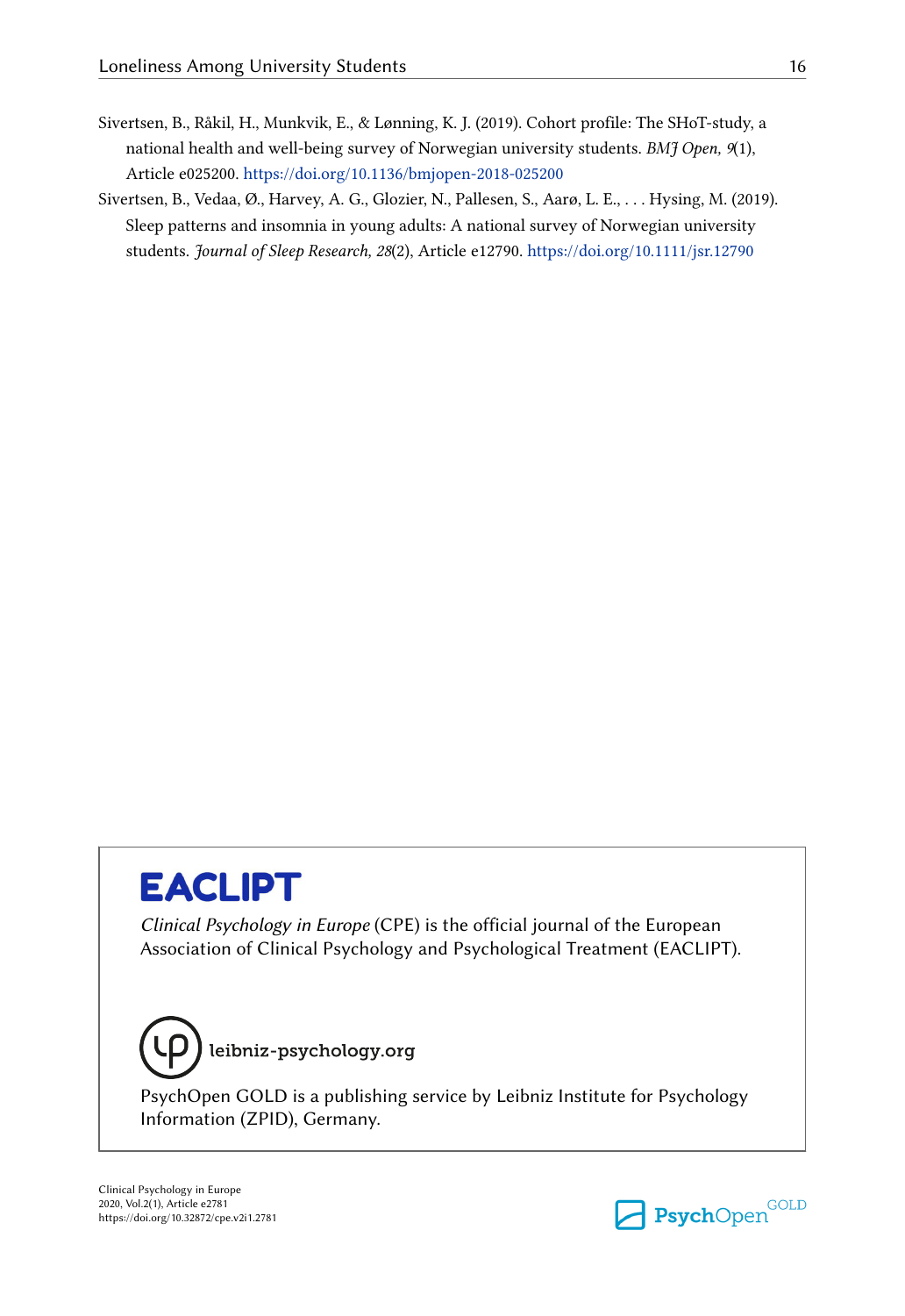Sivertsen, B., Råkil, H., Munkvik, E., & Lønning, K. J. (2019). Cohort profile: The SHoT-study, a national health and well-being survey of Norwegian university students. *BMJ Open, 9*(1), Article e025200. https://doi.org/10.1136/bmjopen-2018-025200

Sivertsen, B., Vedaa, Ø., Harvey, A. G., Glozier, N., Pallesen, S., Aarø, L. E., . . . Hysing, M. (2019). Sleep patterns and insomnia in young adults: A national survey of Norwegian university students. *Journal of Sleep Research, 28*(2), Article e12790. https://doi.org/10.1111/jsr.12790

EACLIPT

*Clinical Psychology in Europe* (CPE) is the official journal of the European Association of Clinical Psychology and Psychological Treatment (EACLIPT).

leibniz-psychology.org

PsychOpen GOLD is a publishing service by Leibniz Institute for Psychology Information (ZPID), Germany.